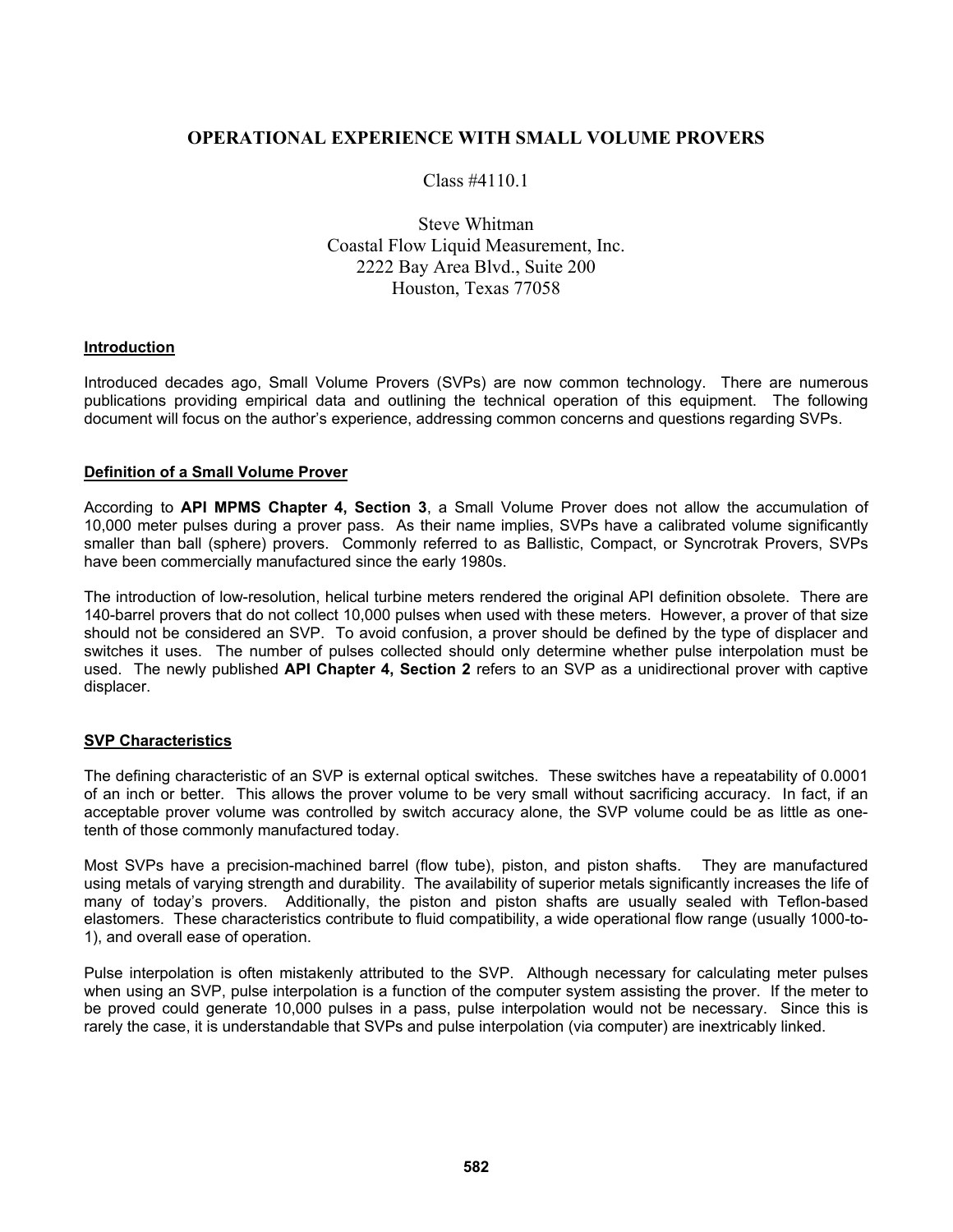# OPERATIONAL EXPERIENCE WITH SMALL VOLUME PROVERS

Class #4110.1

Steve Whitman
Coastal Flow Liquid Measurement, Inc.
2222 Bay Area Blvd., Suite 200
Houston, Texas 77058

## Introduction

Introduced decades ago, Small Volume Provers (SVPs) are now common technology. There are numerous publications providing empirical data and outlining the technical operation of this equipment. The following document will focus on the author's experience, addressing common concerns and questions regarding SVPs.

## Definition of a Small Volume Prover

According to **API MPMS Chapter 4, Section 3**, a Small Volume Prover does not allow the accumulation of 10,000 meter pulses during a prover pass. As their name implies, SVPs have a calibrated volume significantly smaller than ball (sphere) provers. Commonly referred to as Ballistic, Compact, or Syncrotrak Provers, SVPs have been commercially manufactured since the early 1980s.

The introduction of low-resolution, helical turbine meters rendered the original API definition obsolete. There are 140-barrel provers that do not collect 10,000 pulses when used with these meters. However, a prover of that size should not be considered an SVP. To avoid confusion, a prover should be defined by the type of displacer and switches it uses. The number of pulses collected should only determine whether pulse interpolation must be used. The newly published **API Chapter 4, Section 2** refers to an SVP as a unidirectional prover with captive displacer.

## SVP Characteristics

The defining characteristic of an SVP is external optical switches. These switches have a repeatability of 0.0001 of an inch or better. This allows the prover volume to be very small without sacrificing accuracy. In fact, if an acceptable prover volume was controlled by switch accuracy alone, the SVP volume could be as little as one-tenth of those commonly manufactured today.

Most SVPs have a precision-machined barrel (flow tube), piston, and piston shafts. They are manufactured using metals of varying strength and durability. The availability of superior metals significantly increases the life of many of today's provers. Additionally, the piston and piston shafts are usually sealed with Teflon-based elastomers. These characteristics contribute to fluid compatibility, a wide operational flow range (usually 1000-to-1), and overall ease of operation.

Pulse interpolation is often mistakenly attributed to the SVP. Although necessary for calculating meter pulses when using an SVP, pulse interpolation is a function of the computer system assisting the prover. If the meter to be proved could generate 10,000 pulses in a pass, pulse interpolation would not be necessary. Since this is rarely the case, it is understandable that SVPs and pulse interpolation (via computer) are inextricably linked.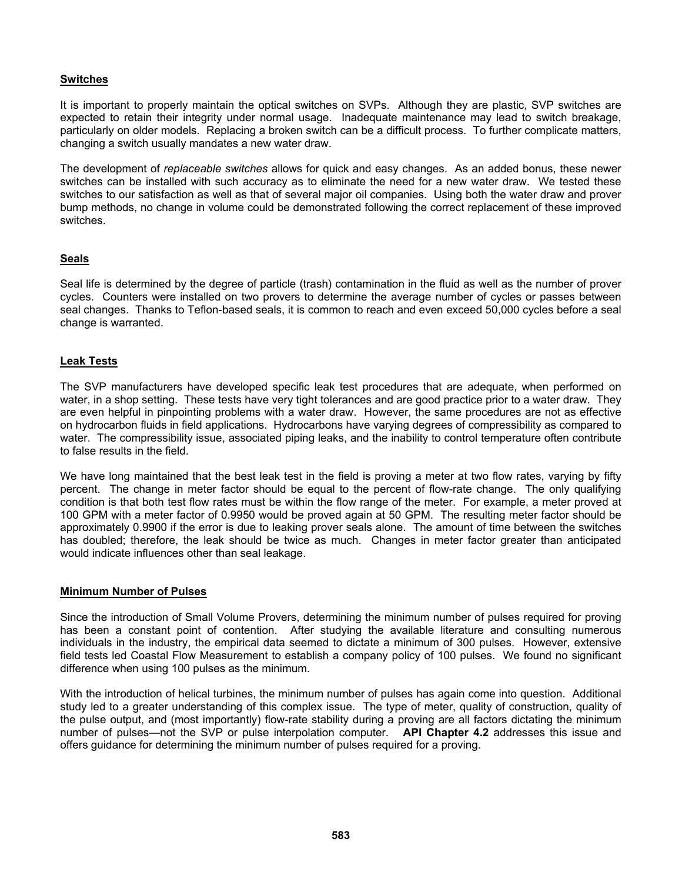## Switches

It is important to properly maintain the optical switches on SVPs. Although they are plastic, SVP switches are expected to retain their integrity under normal usage. Inadequate maintenance may lead to switch breakage, particularly on older models. Replacing a broken switch can be a difficult process. To further complicate matters, changing a switch usually mandates a new water draw.

The development of *replaceable switches* allows for quick and easy changes. As an added bonus, these newer switches can be installed with such accuracy as to eliminate the need for a new water draw. We tested these switches to our satisfaction as well as that of several major oil companies. Using both the water draw and prover bump methods, no change in volume could be demonstrated following the correct replacement of these improved switches.

## Seals

Seal life is determined by the degree of particle (trash) contamination in the fluid as well as the number of prover cycles. Counters were installed on two provers to determine the average number of cycles or passes between seal changes. Thanks to Teflon-based seals, it is common to reach and even exceed 50,000 cycles before a seal change is warranted.

## Leak Tests

The SVP manufacturers have developed specific leak test procedures that are adequate, when performed on water, in a shop setting. These tests have very tight tolerances and are good practice prior to a water draw. They are even helpful in pinpointing problems with a water draw. However, the same procedures are not as effective on hydrocarbon fluids in field applications. Hydrocarbons have varying degrees of compressibility as compared to water. The compressibility issue, associated piping leaks, and the inability to control temperature often contribute to false results in the field.

We have long maintained that the best leak test in the field is proving a meter at two flow rates, varying by fifty percent. The change in meter factor should be equal to the percent of flow-rate change. The only qualifying condition is that both test flow rates must be within the flow range of the meter. For example, a meter proved at 100 GPM with a meter factor of 0.9950 would be proved again at 50 GPM. The resulting meter factor should be approximately 0.9900 if the error is due to leaking prover seals alone. The amount of time between the switches has doubled; therefore, the leak should be twice as much. Changes in meter factor greater than anticipated would indicate influences other than seal leakage.

## Minimum Number of Pulses

Since the introduction of Small Volume Provers, determining the minimum number of pulses required for proving has been a constant point of contention. After studying the available literature and consulting numerous individuals in the industry, the empirical data seemed to dictate a minimum of 300 pulses. However, extensive field tests led Coastal Flow Measurement to establish a company policy of 100 pulses. We found no significant difference when using 100 pulses as the minimum.

With the introduction of helical turbines, the minimum number of pulses has again come into question. Additional study led to a greater understanding of this complex issue. The type of meter, quality of construction, quality of the pulse output, and (most importantly) flow-rate stability during a proving are all factors dictating the minimum number of pulses—not the SVP or pulse interpolation computer. **API Chapter 4.2** addresses this issue and offers guidance for determining the minimum number of pulses required for a proving.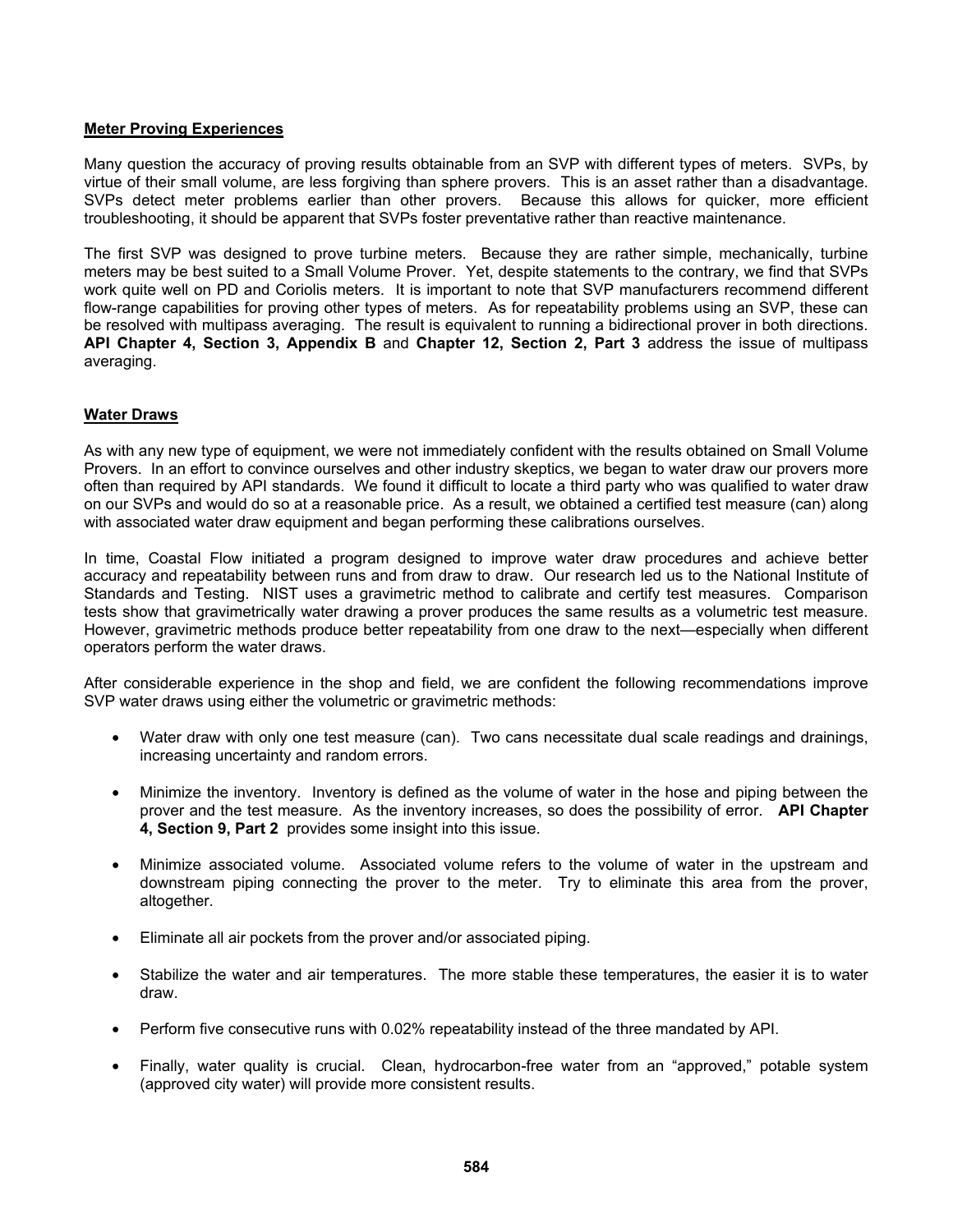## Meter Proving Experiences

Many question the accuracy of proving results obtainable from an SVP with different types of meters. SVPs, by virtue of their small volume, are less forgiving than sphere provers. This is an asset rather than a disadvantage. SVPs detect meter problems earlier than other provers. Because this allows for quicker, more efficient troubleshooting, it should be apparent that SVPs foster preventative rather than reactive maintenance.

The first SVP was designed to prove turbine meters. Because they are rather simple, mechanically, turbine meters may be best suited to a Small Volume Prover. Yet, despite statements to the contrary, we find that SVPs work quite well on PD and Coriolis meters. It is important to note that SVP manufacturers recommend different flow-range capabilities for proving other types of meters. As for repeatability problems using an SVP, these can be resolved with multipass averaging. The result is equivalent to running a bidirectional prover in both directions. **API Chapter 4, Section 3, Appendix B** and **Chapter 12, Section 2, Part 3** address the issue of multipass averaging.

## Water Draws

As with any new type of equipment, we were not immediately confident with the results obtained on Small Volume Provers. In an effort to convince ourselves and other industry skeptics, we began to water draw our provers more often than required by API standards. We found it difficult to locate a third party who was qualified to water draw on our SVPs and would do so at a reasonable price. As a result, we obtained a certified test measure (can) along with associated water draw equipment and began performing these calibrations ourselves.

In time, Coastal Flow initiated a program designed to improve water draw procedures and achieve better accuracy and repeatability between runs and from draw to draw. Our research led us to the National Institute of Standards and Testing. NIST uses a gravimetric method to calibrate and certify test measures. Comparison tests show that gravimetrically water drawing a prover produces the same results as a volumetric test measure. However, gravimetric methods produce better repeatability from one draw to the next—especially when different operators perform the water draws.

After considerable experience in the shop and field, we are confident the following recommendations improve SVP water draws using either the volumetric or gravimetric methods:

- Water draw with only one test measure (can). Two cans necessitate dual scale readings and drainings, increasing uncertainty and random errors.
- Minimize the inventory. Inventory is defined as the volume of water in the hose and piping between the prover and the test measure. As the inventory increases, so does the possibility of error. **API Chapter 4, Section 9, Part 2** provides some insight into this issue.
- Minimize associated volume. Associated volume refers to the volume of water in the upstream and downstream piping connecting the prover to the meter. Try to eliminate this area from the prover, altogether.
- Eliminate all air pockets from the prover and/or associated piping.
- Stabilize the water and air temperatures. The more stable these temperatures, the easier it is to water draw.
- Perform five consecutive runs with 0.02% repeatability instead of the three mandated by API.
- Finally, water quality is crucial. Clean, hydrocarbon-free water from an "approved," potable system (approved city water) will provide more consistent results.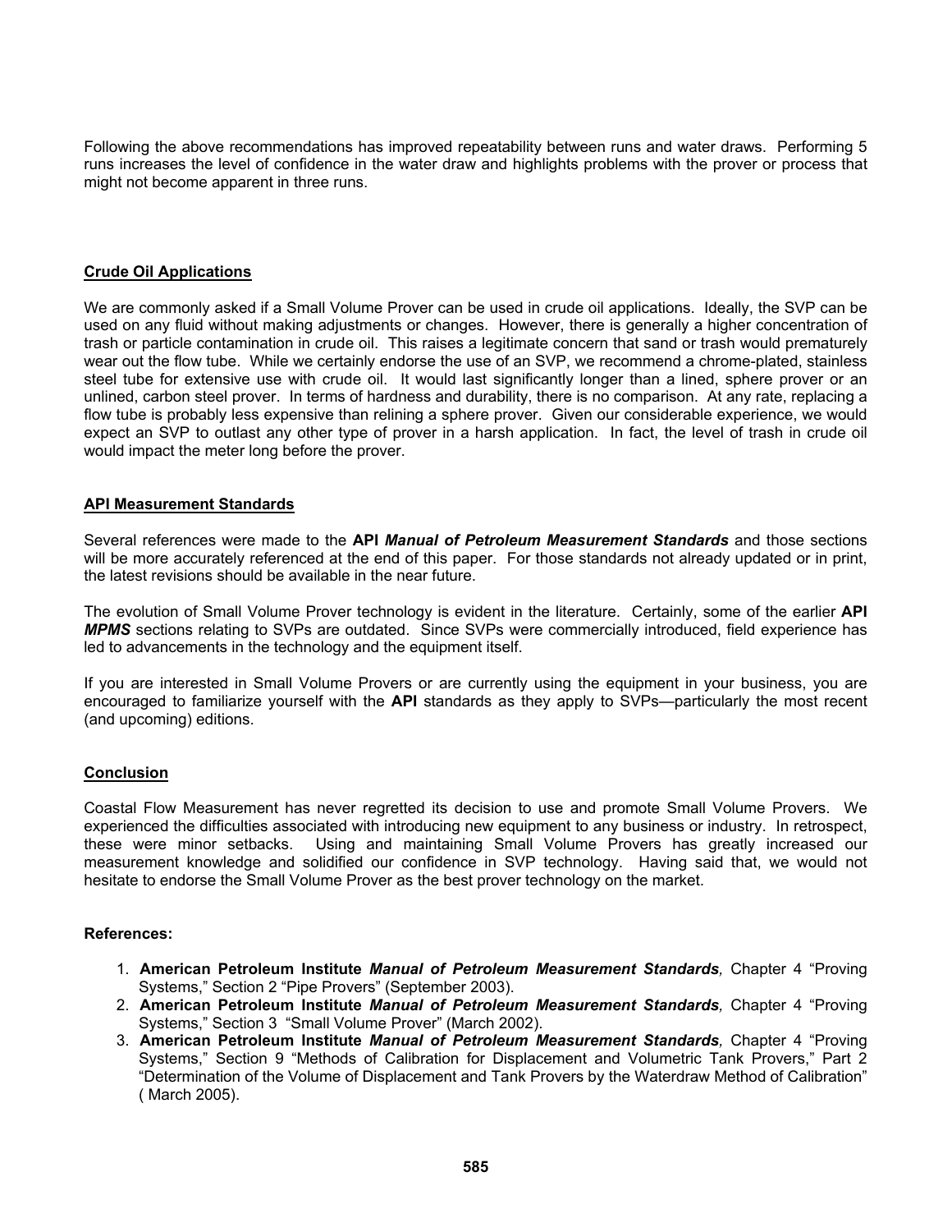Following the above recommendations has improved repeatability between runs and water draws. Performing 5 runs increases the level of confidence in the water draw and highlights problems with the prover or process that might not become apparent in three runs.

## Crude Oil Applications

We are commonly asked if a Small Volume Prover can be used in crude oil applications. Ideally, the SVP can be used on any fluid without making adjustments or changes. However, there is generally a higher concentration of trash or particle contamination in crude oil. This raises a legitimate concern that sand or trash would prematurely wear out the flow tube. While we certainly endorse the use of an SVP, we recommend a chrome-plated, stainless steel tube for extensive use with crude oil. It would last significantly longer than a lined, sphere prover or an unlined, carbon steel prover. In terms of hardness and durability, there is no comparison. At any rate, replacing a flow tube is probably less expensive than relining a sphere prover. Given our considerable experience, we would expect an SVP to outlast any other type of prover in a harsh application. In fact, the level of trash in crude oil would impact the meter long before the prover.

## API Measurement Standards

Several references were made to the **API *Manual of Petroleum Measurement Standards*** and those sections will be more accurately referenced at the end of this paper. For those standards not already updated or in print, the latest revisions should be available in the near future.

The evolution of Small Volume Prover technology is evident in the literature. Certainly, some of the earlier **API *MPMS*** sections relating to SVPs are outdated. Since SVPs were commercially introduced, field experience has led to advancements in the technology and the equipment itself.

If you are interested in Small Volume Provers or are currently using the equipment in your business, you are encouraged to familiarize yourself with the **API** standards as they apply to SVPs—particularly the most recent (and upcoming) editions.

## Conclusion

Coastal Flow Measurement has never regretted its decision to use and promote Small Volume Provers. We experienced the difficulties associated with introducing new equipment to any business or industry. In retrospect, these were minor setbacks. Using and maintaining Small Volume Provers has greatly increased our measurement knowledge and solidified our confidence in SVP technology. Having said that, we would not hesitate to endorse the Small Volume Prover as the best prover technology on the market.

**References:**

1. **American Petroleum Institute *Manual of Petroleum Measurement Standards*,** Chapter 4 "Proving Systems," Section 2 "Pipe Provers" (September 2003).
2. **American Petroleum Institute *Manual of Petroleum Measurement Standards*,** Chapter 4 "Proving Systems," Section 3 "Small Volume Prover" (March 2002).
3. **American Petroleum Institute *Manual of Petroleum Measurement Standards*,** Chapter 4 "Proving Systems," Section 9 "Methods of Calibration for Displacement and Volumetric Tank Provers," Part 2 "Determination of the Volume of Displacement and Tank Provers by the Waterdraw Method of Calibration" ( March 2005).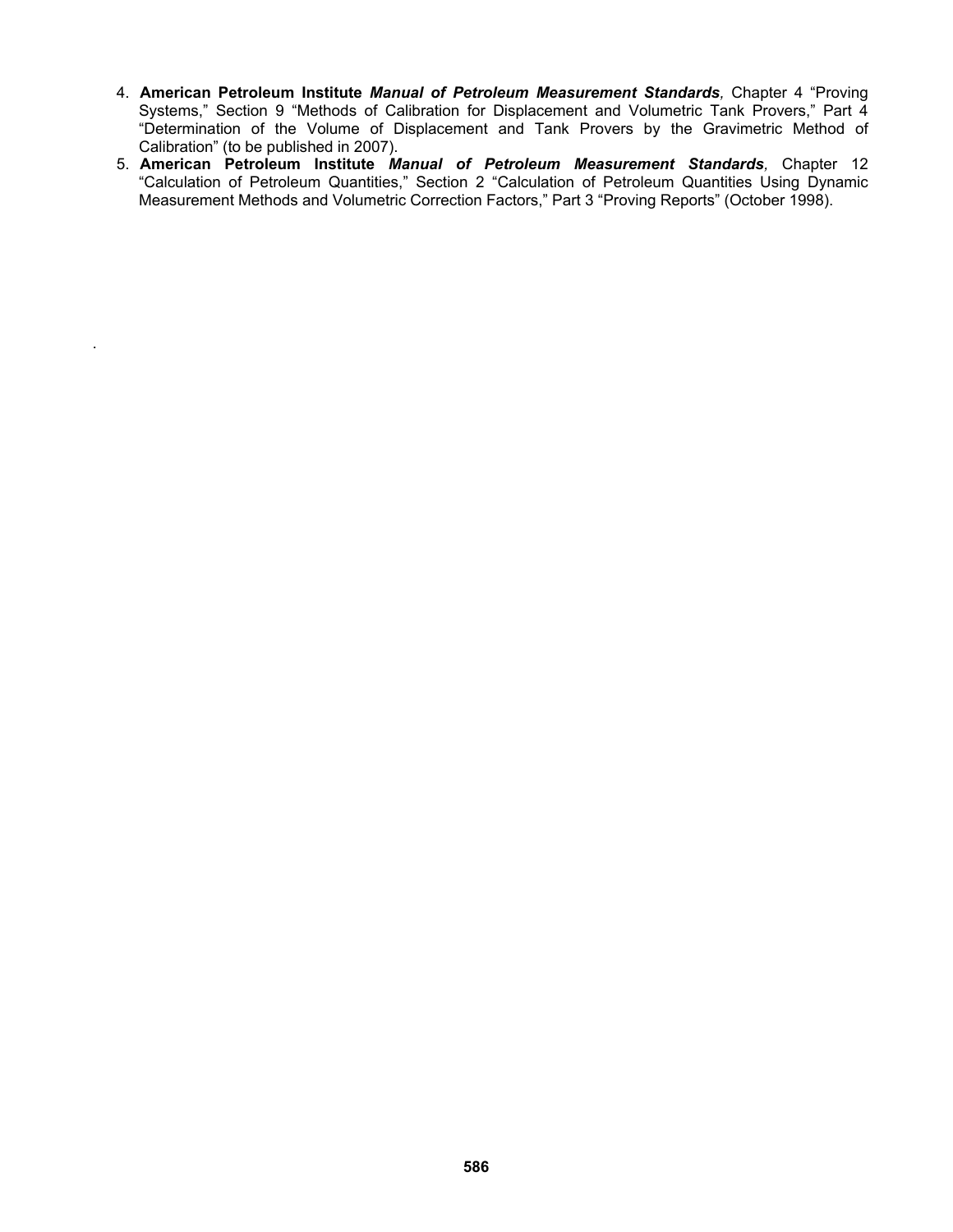4. **American Petroleum Institute** ***Manual of Petroleum Measurement Standards**,* Chapter 4 "Proving Systems," Section 9 "Methods of Calibration for Displacement and Volumetric Tank Provers," Part 4 "Determination of the Volume of Displacement and Tank Provers by the Gravimetric Method of Calibration" (to be published in 2007).
5. **American Petroleum Institute** ***Manual of Petroleum Measurement Standards**,* Chapter 12 "Calculation of Petroleum Quantities," Section 2 "Calculation of Petroleum Quantities Using Dynamic Measurement Methods and Volumetric Correction Factors," Part 3 "Proving Reports" (October 1998).